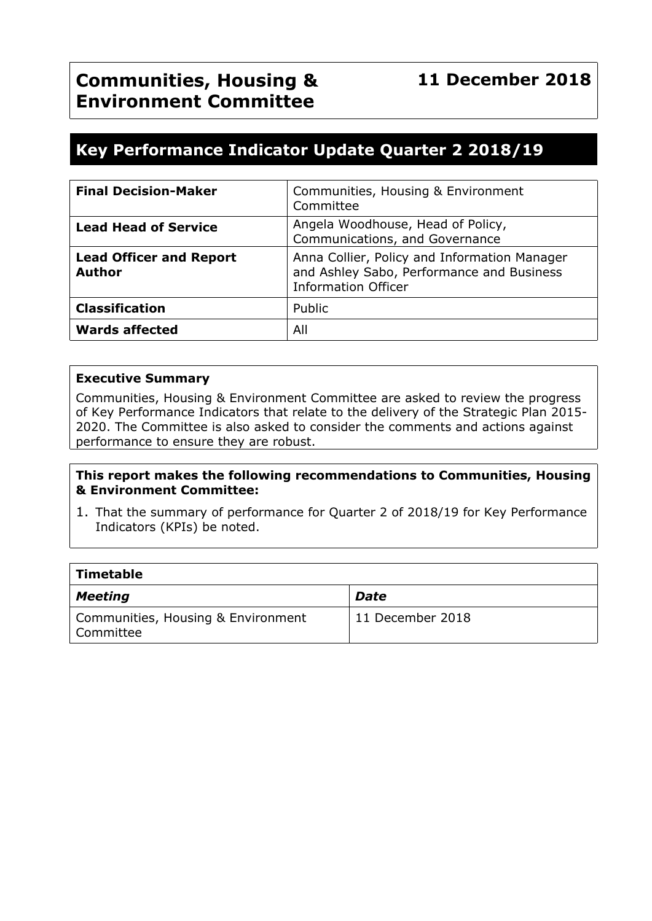# Communities, Housing & Environment Committee

**11 December 2018**

## Key Performance Indicator Update Quarter 2 2018/19

| | |
|---|---|
| **Final Decision-Maker** | Communities, Housing & Environment Committee |
| **Lead Head of Service** | Angela Woodhouse, Head of Policy, Communications, and Governance |
| **Lead Officer and Report Author** | Anna Collier, Policy and Information Manager and Ashley Sabo, Performance and Business Information Officer |
| **Classification** | Public |
| **Wards affected** | All |

**Executive Summary**

Communities, Housing & Environment Committee are asked to review the progress of Key Performance Indicators that relate to the delivery of the Strategic Plan 2015-2020. The Committee is also asked to consider the comments and actions against performance to ensure they are robust.

**This report makes the following recommendations to Communities, Housing & Environment Committee:**

1. That the summary of performance for Quarter 2 of 2018/19 for Key Performance Indicators (KPIs) be noted.

| **Timetable** | |
|---|---|
| ***Meeting*** | ***Date*** |
| Communities, Housing & Environment Committee | 11 December 2018 |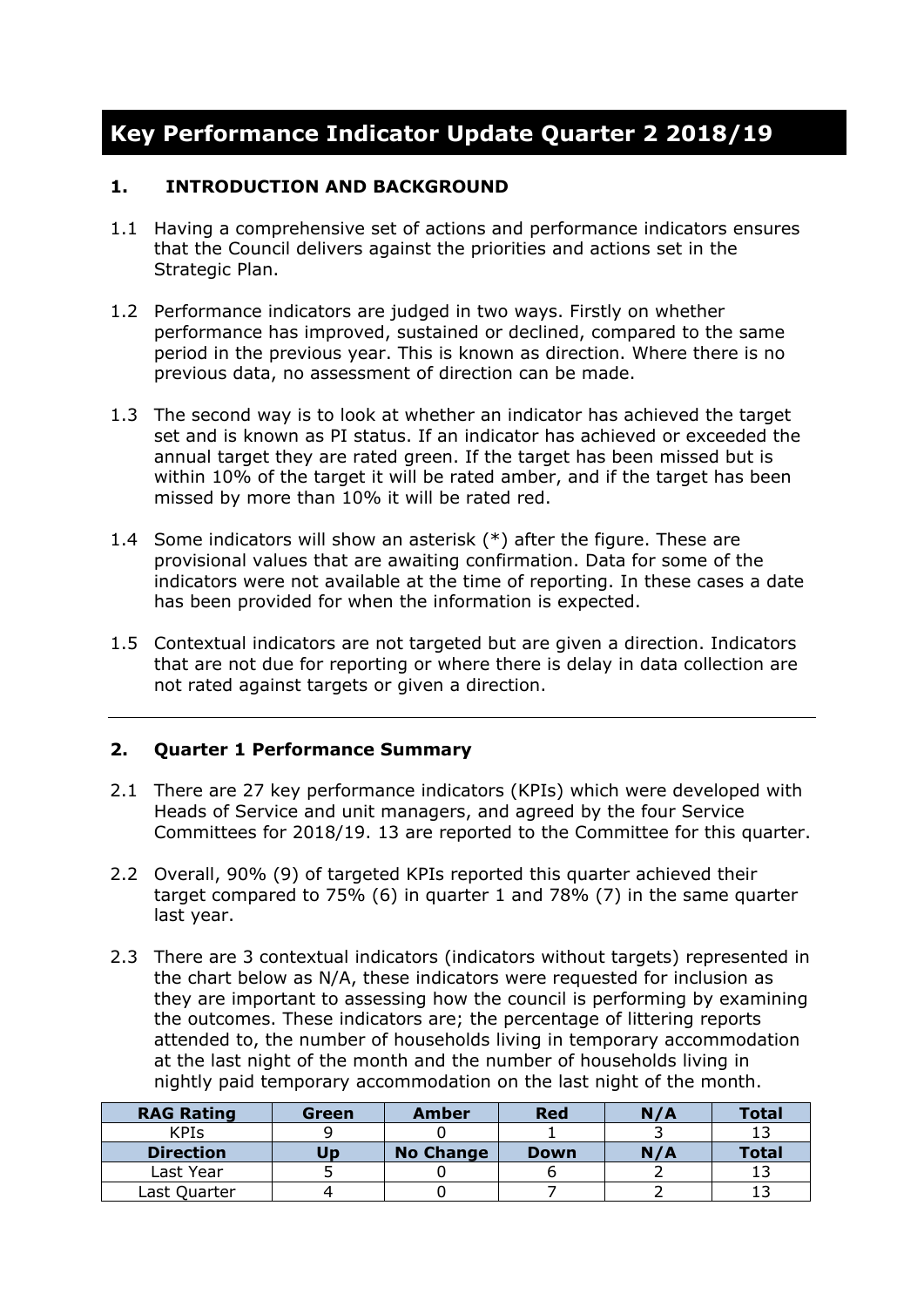# Key Performance Indicator Update Quarter 2 2018/19

## 1. INTRODUCTION AND BACKGROUND

1.1 Having a comprehensive set of actions and performance indicators ensures that the Council delivers against the priorities and actions set in the Strategic Plan.

1.2 Performance indicators are judged in two ways. Firstly on whether performance has improved, sustained or declined, compared to the same period in the previous year. This is known as direction. Where there is no previous data, no assessment of direction can be made.

1.3 The second way is to look at whether an indicator has achieved the target set and is known as PI status. If an indicator has achieved or exceeded the annual target they are rated green. If the target has been missed but is within 10% of the target it will be rated amber, and if the target has been missed by more than 10% it will be rated red.

1.4 Some indicators will show an asterisk (*) after the figure. These are provisional values that are awaiting confirmation. Data for some of the indicators were not available at the time of reporting. In these cases a date has been provided for when the information is expected.

1.5 Contextual indicators are not targeted but are given a direction. Indicators that are not due for reporting or where there is delay in data collection are not rated against targets or given a direction.

---

## 2. Quarter 1 Performance Summary

2.1 There are 27 key performance indicators (KPIs) which were developed with Heads of Service and unit managers, and agreed by the four Service Committees for 2018/19. 13 are reported to the Committee for this quarter.

2.2 Overall, 90% (9) of targeted KPIs reported this quarter achieved their target compared to 75% (6) in quarter 1 and 78% (7) in the same quarter last year.

2.3 There are 3 contextual indicators (indicators without targets) represented in the chart below as N/A, these indicators were requested for inclusion as they are important to assessing how the council is performing by examining the outcomes. These indicators are; the percentage of littering reports attended to, the number of households living in temporary accommodation at the last night of the month and the number of households living in nightly paid temporary accommodation on the last night of the month.

| **RAG Rating** | **Green** | **Amber** | **Red** | **N/A** | **Total** |
|---|---|---|---|---|---|
| KPIs | 9 | 0 | 1 | 3 | 13 |
| **Direction** | **Up** | **No Change** | **Down** | **N/A** | **Total** |
| Last Year | 5 | 0 | 6 | 2 | 13 |
| Last Quarter | 4 | 0 | 7 | 2 | 13 |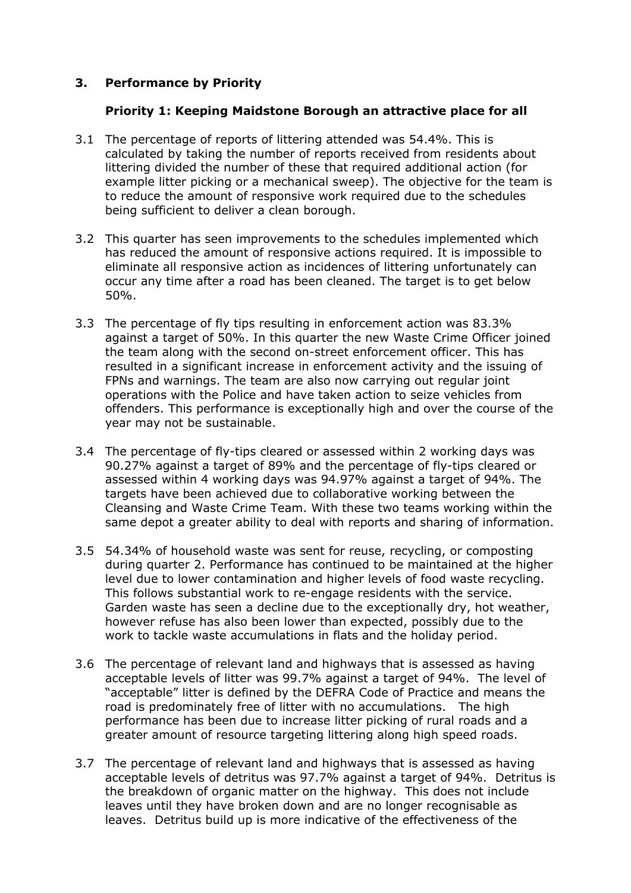## 3. Performance by Priority

### Priority 1: Keeping Maidstone Borough an attractive place for all

3.1 The percentage of reports of littering attended was 54.4%. This is calculated by taking the number of reports received from residents about littering divided the number of these that required additional action (for example litter picking or a mechanical sweep). The objective for the team is to reduce the amount of responsive work required due to the schedules being sufficient to deliver a clean borough.

3.2 This quarter has seen improvements to the schedules implemented which has reduced the amount of responsive actions required. It is impossible to eliminate all responsive action as incidences of littering unfortunately can occur any time after a road has been cleaned. The target is to get below 50%.

3.3 The percentage of fly tips resulting in enforcement action was 83.3% against a target of 50%. In this quarter the new Waste Crime Officer joined the team along with the second on-street enforcement officer. This has resulted in a significant increase in enforcement activity and the issuing of FPNs and warnings. The team are also now carrying out regular joint operations with the Police and have taken action to seize vehicles from offenders. This performance is exceptionally high and over the course of the year may not be sustainable.

3.4 The percentage of fly-tips cleared or assessed within 2 working days was 90.27% against a target of 89% and the percentage of fly-tips cleared or assessed within 4 working days was 94.97% against a target of 94%. The targets have been achieved due to collaborative working between the Cleansing and Waste Crime Team. With these two teams working within the same depot a greater ability to deal with reports and sharing of information.

3.5 54.34% of household waste was sent for reuse, recycling, or composting during quarter 2. Performance has continued to be maintained at the higher level due to lower contamination and higher levels of food waste recycling. This follows substantial work to re-engage residents with the service. Garden waste has seen a decline due to the exceptionally dry, hot weather, however refuse has also been lower than expected, possibly due to the work to tackle waste accumulations in flats and the holiday period.

3.6 The percentage of relevant land and highways that is assessed as having acceptable levels of litter was 99.7% against a target of 94%. The level of "acceptable" litter is defined by the DEFRA Code of Practice and means the road is predominately free of litter with no accumulations. The high performance has been due to increase litter picking of rural roads and a greater amount of resource targeting littering along high speed roads.

3.7 The percentage of relevant land and highways that is assessed as having acceptable levels of detritus was 97.7% against a target of 94%. Detritus is the breakdown of organic matter on the highway. This does not include leaves until they have broken down and are no longer recognisable as leaves. Detritus build up is more indicative of the effectiveness of the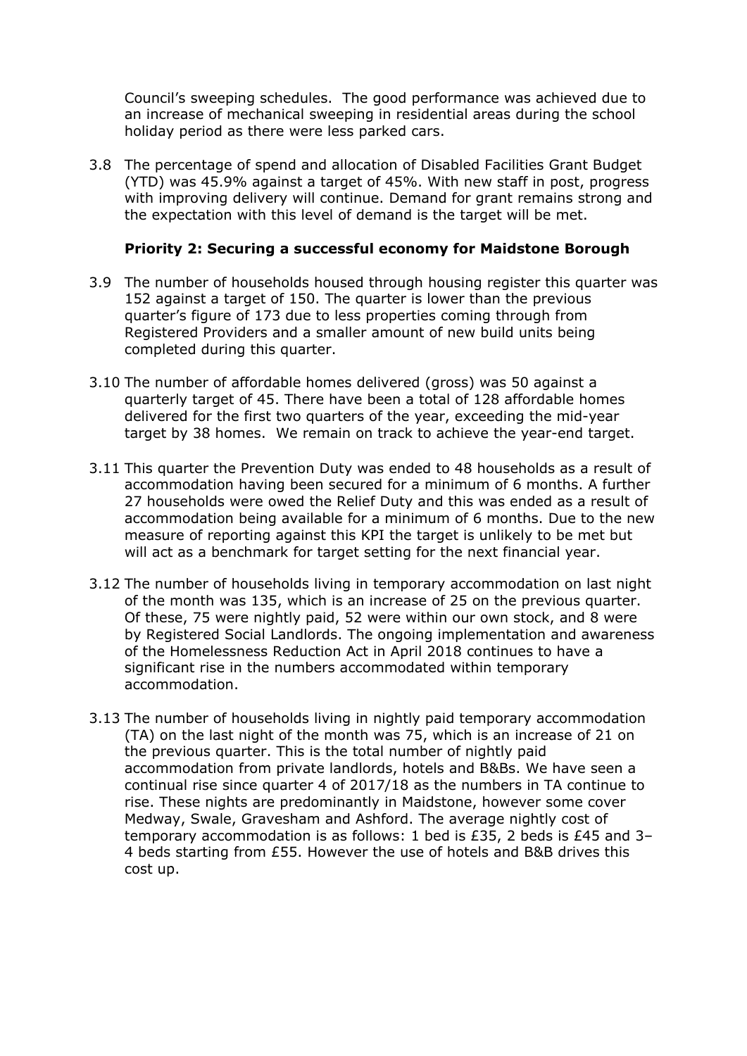Council's sweeping schedules. The good performance was achieved due to an increase of mechanical sweeping in residential areas during the school holiday period as there were less parked cars.

3.8 The percentage of spend and allocation of Disabled Facilities Grant Budget (YTD) was 45.9% against a target of 45%. With new staff in post, progress with improving delivery will continue. Demand for grant remains strong and the expectation with this level of demand is the target will be met.

**Priority 2: Securing a successful economy for Maidstone Borough**

3.9 The number of households housed through housing register this quarter was 152 against a target of 150. The quarter is lower than the previous quarter's figure of 173 due to less properties coming through from Registered Providers and a smaller amount of new build units being completed during this quarter.

3.10 The number of affordable homes delivered (gross) was 50 against a quarterly target of 45. There have been a total of 128 affordable homes delivered for the first two quarters of the year, exceeding the mid-year target by 38 homes. We remain on track to achieve the year-end target.

3.11 This quarter the Prevention Duty was ended to 48 households as a result of accommodation having been secured for a minimum of 6 months. A further 27 households were owed the Relief Duty and this was ended as a result of accommodation being available for a minimum of 6 months. Due to the new measure of reporting against this KPI the target is unlikely to be met but will act as a benchmark for target setting for the next financial year.

3.12 The number of households living in temporary accommodation on last night of the month was 135, which is an increase of 25 on the previous quarter. Of these, 75 were nightly paid, 52 were within our own stock, and 8 were by Registered Social Landlords. The ongoing implementation and awareness of the Homelessness Reduction Act in April 2018 continues to have a significant rise in the numbers accommodated within temporary accommodation.

3.13 The number of households living in nightly paid temporary accommodation (TA) on the last night of the month was 75, which is an increase of 21 on the previous quarter. This is the total number of nightly paid accommodation from private landlords, hotels and B&Bs. We have seen a continual rise since quarter 4 of 2017/18 as the numbers in TA continue to rise. These nights are predominantly in Maidstone, however some cover Medway, Swale, Gravesham and Ashford. The average nightly cost of temporary accommodation is as follows: 1 bed is £35, 2 beds is £45 and 3–4 beds starting from £55. However the use of hotels and B&B drives this cost up.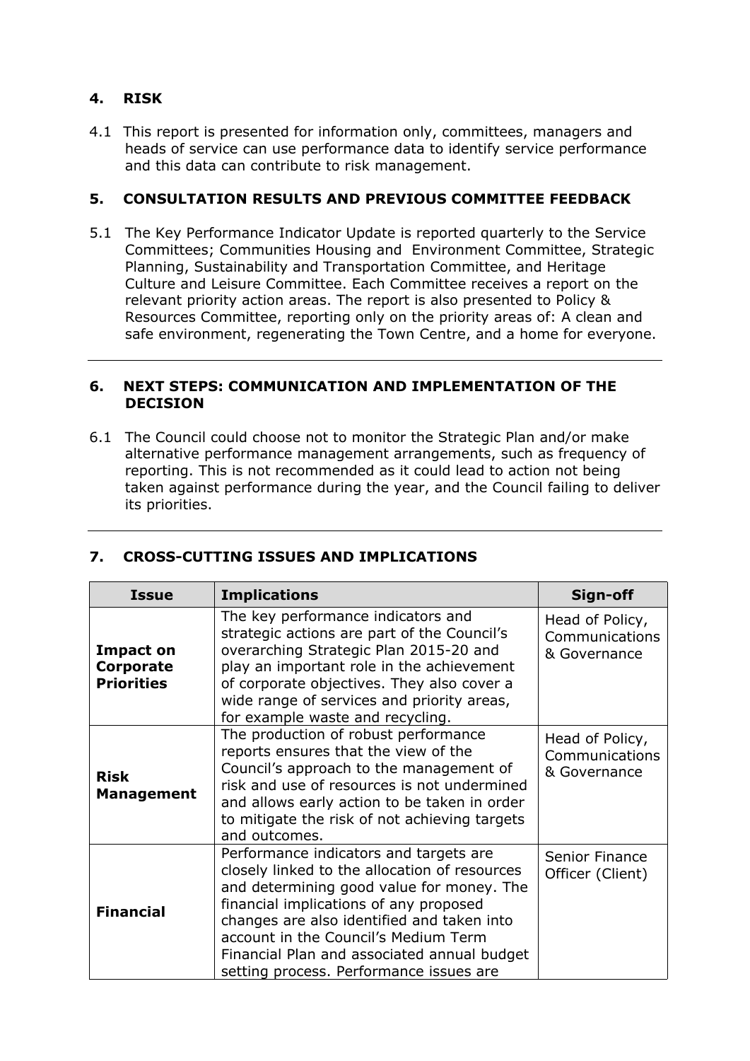## 4. RISK

4.1 This report is presented for information only, committees, managers and heads of service can use performance data to identify service performance and this data can contribute to risk management.

## 5. CONSULTATION RESULTS AND PREVIOUS COMMITTEE FEEDBACK

5.1 The Key Performance Indicator Update is reported quarterly to the Service Committees; Communities Housing and Environment Committee, Strategic Planning, Sustainability and Transportation Committee, and Heritage Culture and Leisure Committee. Each Committee receives a report on the relevant priority action areas. The report is also presented to Policy & Resources Committee, reporting only on the priority areas of: A clean and safe environment, regenerating the Town Centre, and a home for everyone.

---

## 6. NEXT STEPS: COMMUNICATION AND IMPLEMENTATION OF THE DECISION

6.1 The Council could choose not to monitor the Strategic Plan and/or make alternative performance management arrangements, such as frequency of reporting. This is not recommended as it could lead to action not being taken against performance during the year, and the Council failing to deliver its priorities.

---

## 7. CROSS-CUTTING ISSUES AND IMPLICATIONS

| Issue | Implications | Sign-off |
|---|---|---|
| **Impact on Corporate Priorities** | The key performance indicators and strategic actions are part of the Council's overarching Strategic Plan 2015-20 and play an important role in the achievement of corporate objectives. They also cover a wide range of services and priority areas, for example waste and recycling. | Head of Policy, Communications & Governance |
| **Risk Management** | The production of robust performance reports ensures that the view of the Council's approach to the management of risk and use of resources is not undermined and allows early action to be taken in order to mitigate the risk of not achieving targets and outcomes. | Head of Policy, Communications & Governance |
| **Financial** | Performance indicators and targets are closely linked to the allocation of resources and determining good value for money. The financial implications of any proposed changes are also identified and taken into account in the Council's Medium Term Financial Plan and associated annual budget setting process. Performance issues are | Senior Finance Officer (Client) |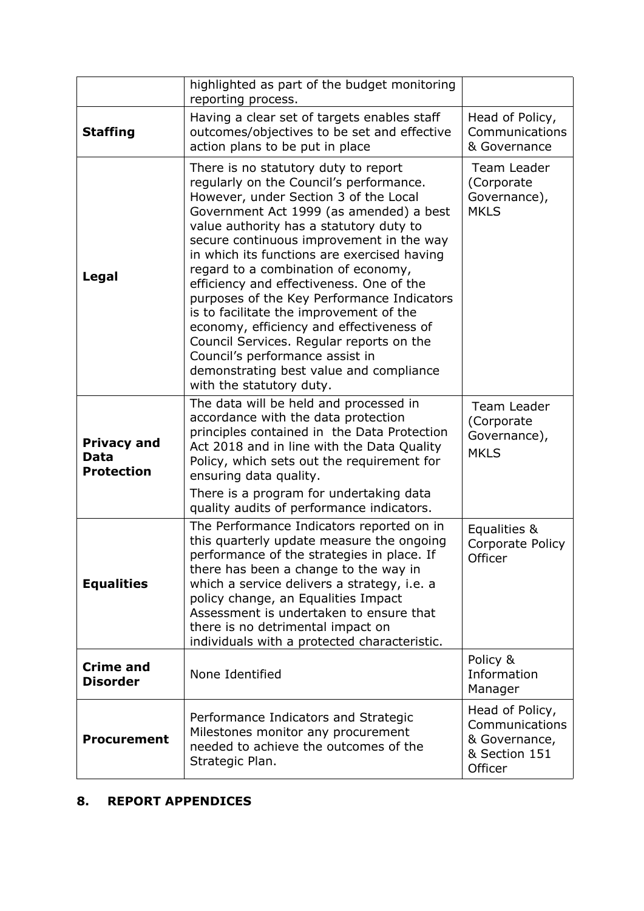| | | |
|---|---|---|
| | highlighted as part of the budget monitoring reporting process. | |
| **Staffing** | Having a clear set of targets enables staff outcomes/objectives to be set and effective action plans to be put in place | Head of Policy, Communications & Governance |
| **Legal** | There is no statutory duty to report regularly on the Council's performance. However, under Section 3 of the Local Government Act 1999 (as amended) a best value authority has a statutory duty to secure continuous improvement in the way in which its functions are exercised having regard to a combination of economy, efficiency and effectiveness. One of the purposes of the Key Performance Indicators is to facilitate the improvement of the economy, efficiency and effectiveness of Council Services. Regular reports on the Council's performance assist in demonstrating best value and compliance with the statutory duty. | Team Leader (Corporate Governance), MKLS |
| **Privacy and Data Protection** | The data will be held and processed in accordance with the data protection principles contained in the Data Protection Act 2018 and in line with the Data Quality Policy, which sets out the requirement for ensuring data quality.<br>There is a program for undertaking data quality audits of performance indicators. | Team Leader (Corporate Governance), MKLS |
| **Equalities** | The Performance Indicators reported on in this quarterly update measure the ongoing performance of the strategies in place. If there has been a change to the way in which a service delivers a strategy, i.e. a policy change, an Equalities Impact Assessment is undertaken to ensure that there is no detrimental impact on individuals with a protected characteristic. | Equalities & Corporate Policy Officer |
| **Crime and Disorder** | None Identified | Policy & Information Manager |
| **Procurement** | Performance Indicators and Strategic Milestones monitor any procurement needed to achieve the outcomes of the Strategic Plan. | Head of Policy, Communications & Governance, & Section 151 Officer |

## 8. REPORT APPENDICES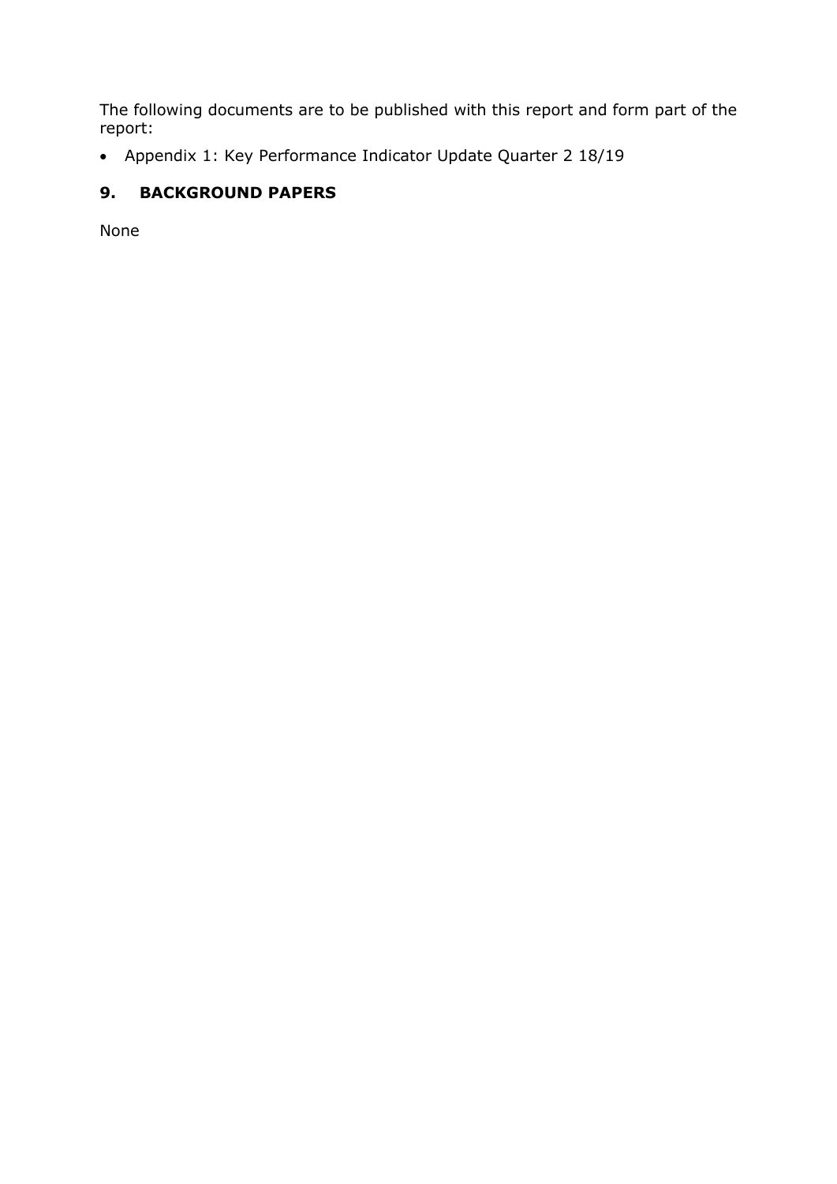The following documents are to be published with this report and form part of the report:

- Appendix 1: Key Performance Indicator Update Quarter 2 18/19

## 9. BACKGROUND PAPERS

None